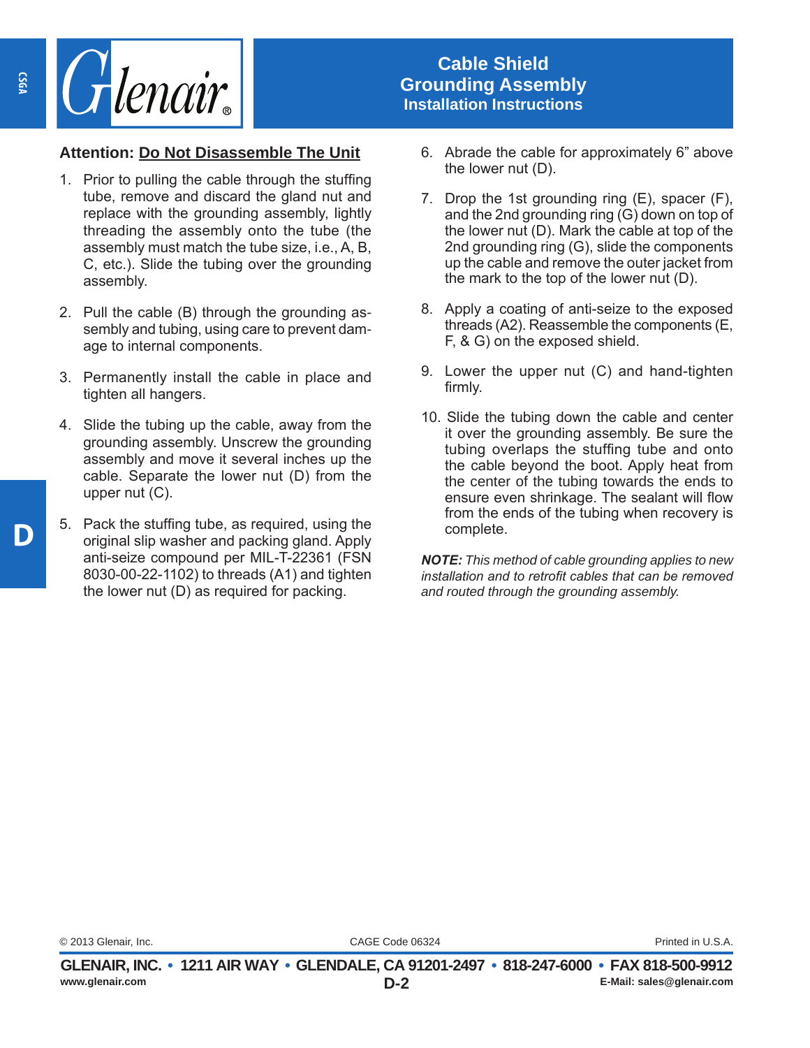# Cable Shield Grounding Assembly

## Installation Instructions

**Attention: <u>Do Not Disassemble The Unit</u>**

1. Prior to pulling the cable through the stuffing tube, remove and discard the gland nut and replace with the grounding assembly, lightly threading the assembly onto the tube (the assembly must match the tube size, i.e., A, B, C, etc.). Slide the tubing over the grounding assembly.

2. Pull the cable (B) through the grounding assembly and tubing, using care to prevent damage to internal components.

3. Permanently install the cable in place and tighten all hangers.

4. Slide the tubing up the cable, away from the grounding assembly. Unscrew the grounding assembly and move it several inches up the cable. Separate the lower nut (D) from the upper nut (C).

5. Pack the stuffing tube, as required, using the original slip washer and packing gland. Apply anti-seize compound per MIL-T-22361 (FSN 8030-00-22-1102) to threads (A1) and tighten the lower nut (D) as required for packing.

6. Abrade the cable for approximately 6” above the lower nut (D).

7. Drop the 1st grounding ring (E), spacer (F), and the 2nd grounding ring (G) down on top of the lower nut (D). Mark the cable at top of the 2nd grounding ring (G), slide the components up the cable and remove the outer jacket from the mark to the top of the lower nut (D).

8. Apply a coating of anti-seize to the exposed threads (A2). Reassemble the components (E, F, & G) on the exposed shield.

9. Lower the upper nut (C) and hand-tighten firmly.

10. Slide the tubing down the cable and center it over the grounding assembly. Be sure the tubing overlaps the stuffing tube and onto the cable beyond the boot. Apply heat from the center of the tubing towards the ends to ensure even shrinkage. The sealant will flow from the ends of the tubing when recovery is complete.

***NOTE:*** *This method of cable grounding applies to new installation and to retrofit cables that can be removed and routed through the grounding assembly.*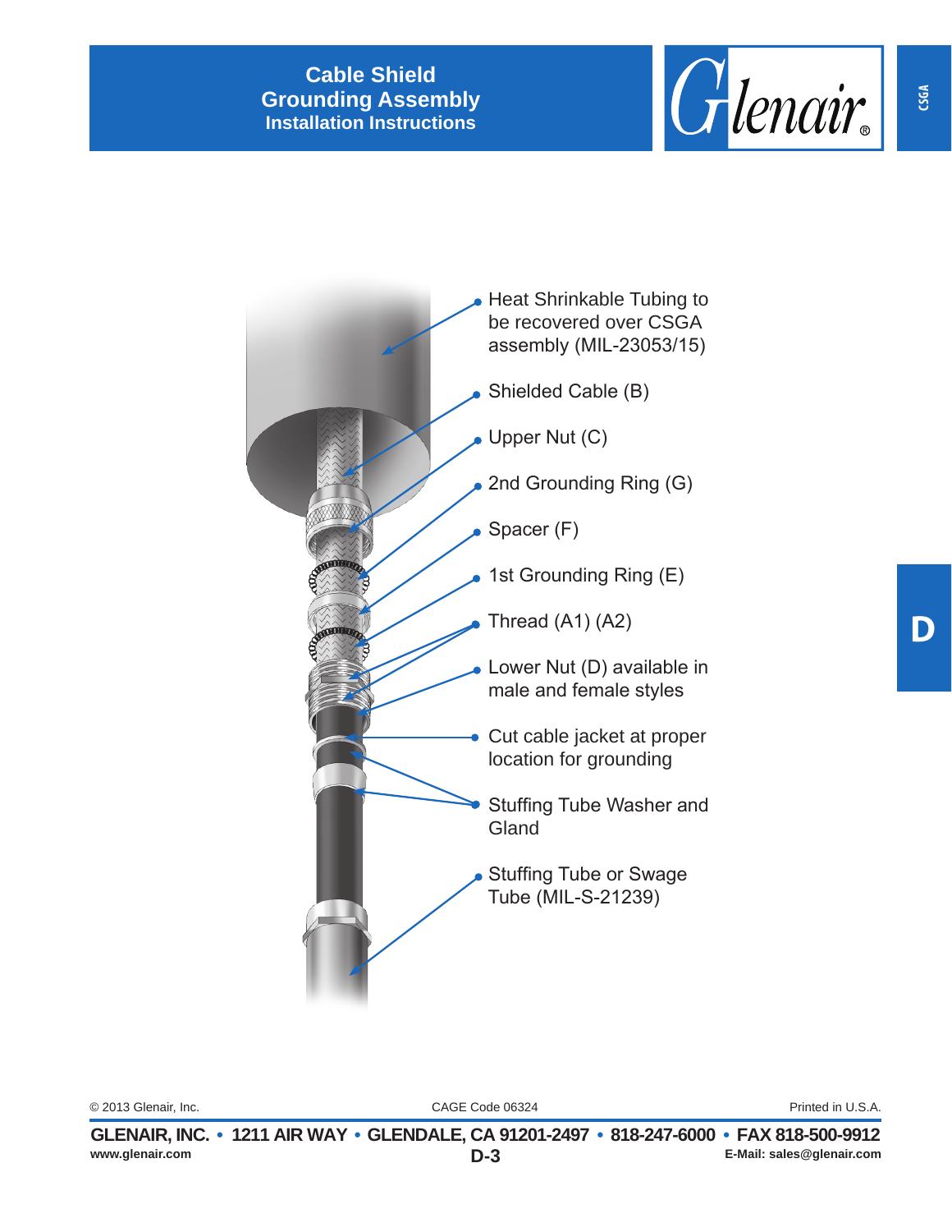# Cable Shield Grounding Assembly
## Installation Instructions

Heat Shrinkable Tubing to be recovered over CSGA assembly (MIL-23053/15)

Shielded Cable (B)

Upper Nut (C)

2nd Grounding Ring (G)

Spacer (F)

1st Grounding Ring (E)

Thread (A1) (A2)

Lower Nut (D) available in male and female styles

Cut cable jacket at proper location for grounding

Stuffing Tube Washer and Gland

Stuffing Tube or Swage Tube (MIL-S-21239)

© 2013 Glenair, Inc. CAGE Code 06324 Printed in U.S.A.

GLENAIR, INC. • 1211 AIR WAY • GLENDALE, CA 91201-2497 • 818-247-6000 • FAX 818-500-9912

www.glenair.com E-Mail: sales@glenair.com